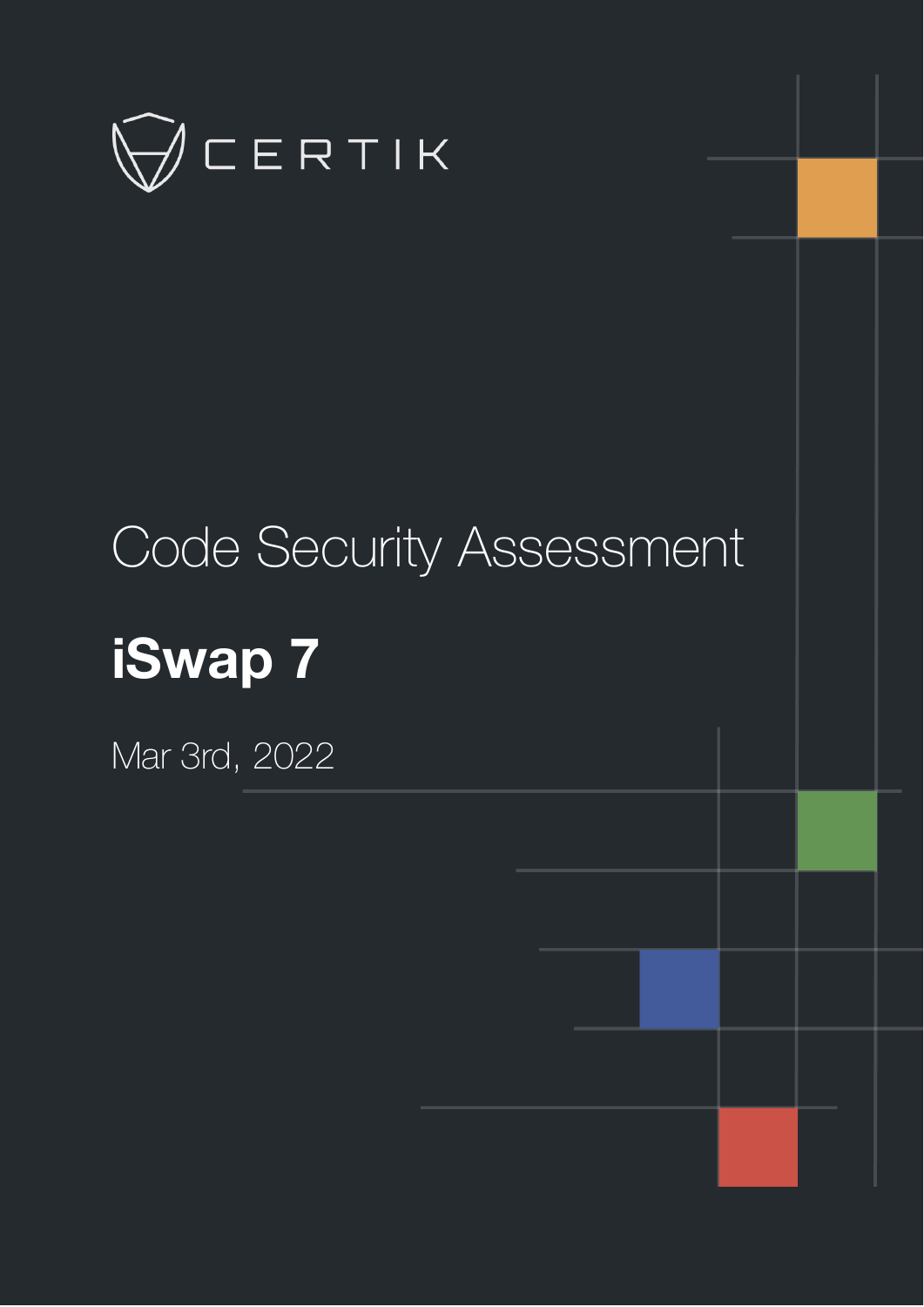CERTIK

# Code Security Assessment

## iSwap 7

Mar 3rd, 2022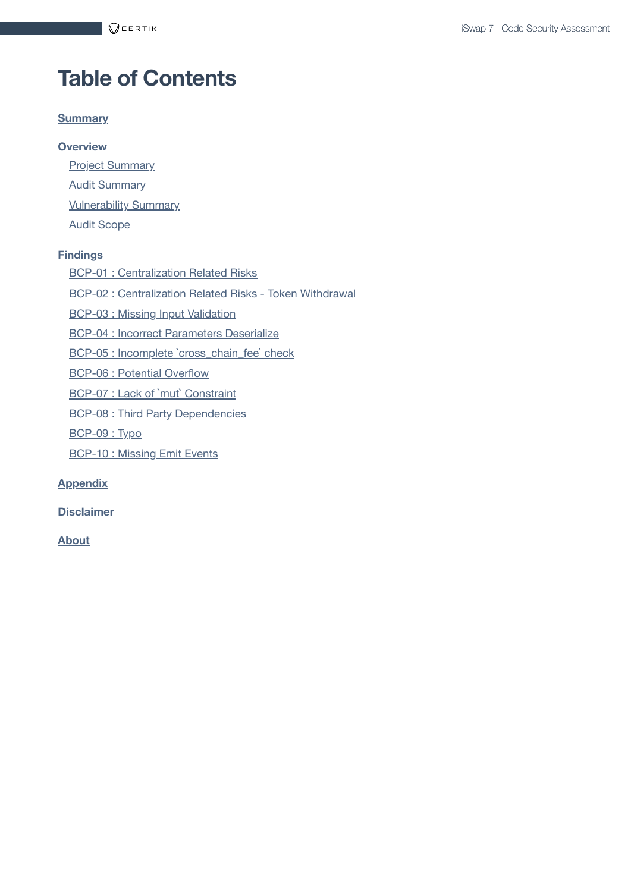# Table of Contents

**Summary**

**Overview**

- Project Summary
- Audit Summary
- Vulnerability Summary
- Audit Scope

**Findings**

- BCP-01 : Centralization Related Risks
- BCP-02 : Centralization Related Risks - Token Withdrawal
- BCP-03 : Missing Input Validation
- BCP-04 : Incorrect Parameters Deserialize
- BCP-05 : Incomplete `cross_chain_fee` check
- BCP-06 : Potential Overflow
- BCP-07 : Lack of `mut` Constraint
- BCP-08 : Third Party Dependencies
- BCP-09 : Typo
- BCP-10 : Missing Emit Events

**Appendix**

**Disclaimer**

**About**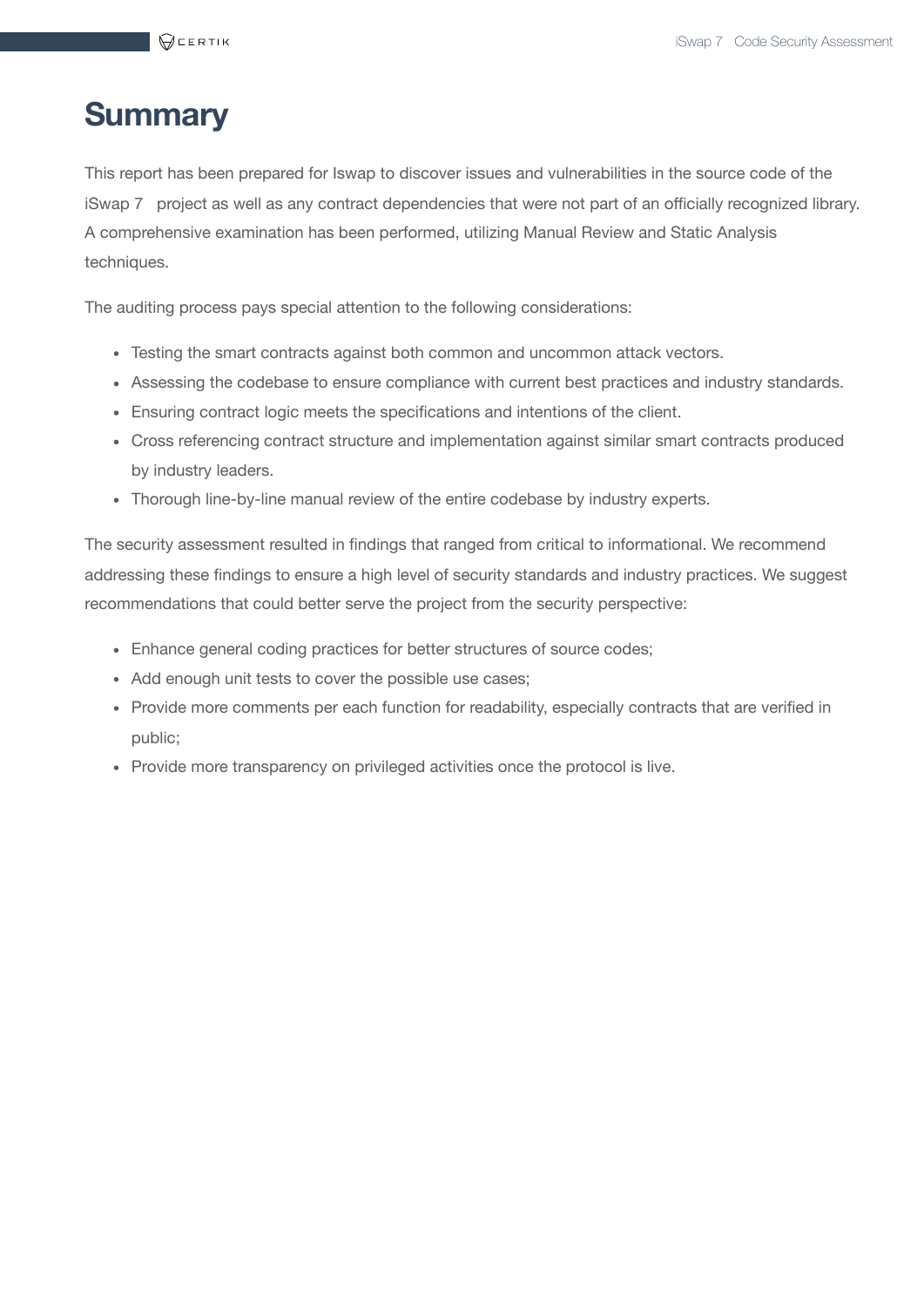# Summary

This report has been prepared for Iswap to discover issues and vulnerabilities in the source code of the iSwap 7 project as well as any contract dependencies that were not part of an officially recognized library. A comprehensive examination has been performed, utilizing Manual Review and Static Analysis techniques.

The auditing process pays special attention to the following considerations:

- Testing the smart contracts against both common and uncommon attack vectors.
- Assessing the codebase to ensure compliance with current best practices and industry standards.
- Ensuring contract logic meets the specifications and intentions of the client.
- Cross referencing contract structure and implementation against similar smart contracts produced by industry leaders.
- Thorough line-by-line manual review of the entire codebase by industry experts.

The security assessment resulted in findings that ranged from critical to informational. We recommend addressing these findings to ensure a high level of security standards and industry practices. We suggest recommendations that could better serve the project from the security perspective:

- Enhance general coding practices for better structures of source codes;
- Add enough unit tests to cover the possible use cases;
- Provide more comments per each function for readability, especially contracts that are verified in public;
- Provide more transparency on privileged activities once the protocol is live.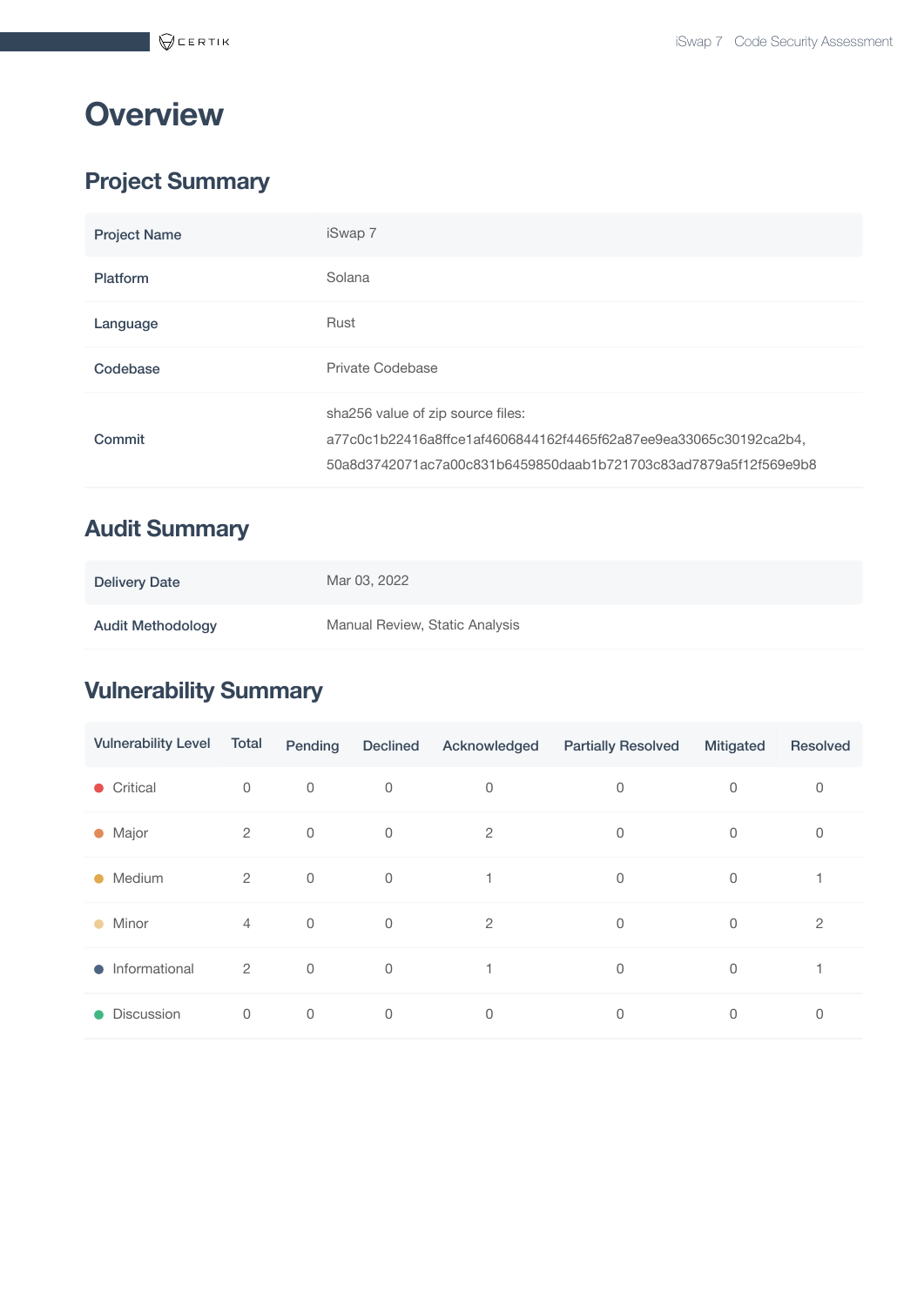# Overview

## Project Summary

| | |
|---|---|
| **Project Name** | iSwap 7 |
| **Platform** | Solana |
| **Language** | Rust |
| **Codebase** | Private Codebase |
| **Commit** | sha256 value of zip source files:<br>a77c0c1b22416a8ffce1af4606844162f4465f62a87ee9ea33065c30192ca2b4,<br>50a8d3742071ac7a00c831b6459850daab1b721703c83ad7879a5f12f569e9b8 |

## Audit Summary

| | |
|---|---|
| **Delivery Date** | Mar 03, 2022 |
| **Audit Methodology** | Manual Review, Static Analysis |

## Vulnerability Summary

| Vulnerability Level | Total | Pending | Declined | Acknowledged | Partially Resolved | Mitigated | Resolved |
|---|---|---|---|---|---|---|---|
| Critical | 0 | 0 | 0 | 0 | 0 | 0 | 0 |
| Major | 2 | 0 | 0 | 2 | 0 | 0 | 0 |
| Medium | 2 | 0 | 0 | 1 | 0 | 0 | 1 |
| Minor | 4 | 0 | 0 | 2 | 0 | 0 | 2 |
| Informational | 2 | 0 | 0 | 1 | 0 | 0 | 1 |
| Discussion | 0 | 0 | 0 | 0 | 0 | 0 | 0 |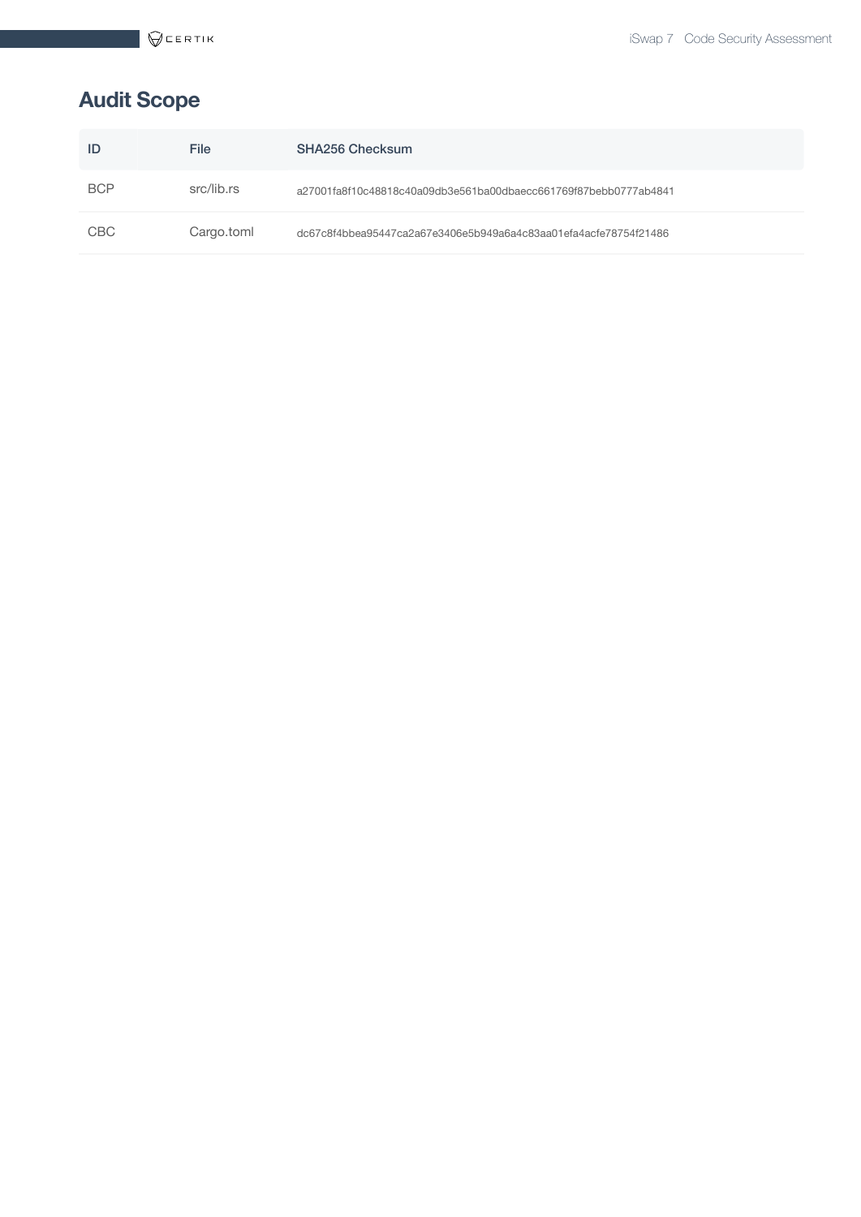## Audit Scope

| ID | File | SHA256 Checksum |
| --- | --- | --- |
| BCP | src/lib.rs | a27001fa8f10c48818c40a09db3e561ba00dbaecc661769f87bebb0777ab4841 |
| CBC | Cargo.toml | dc67c8f4bbea95447ca2a67e3406e5b949a6a4c83aa01efa4acfe78754f21486 |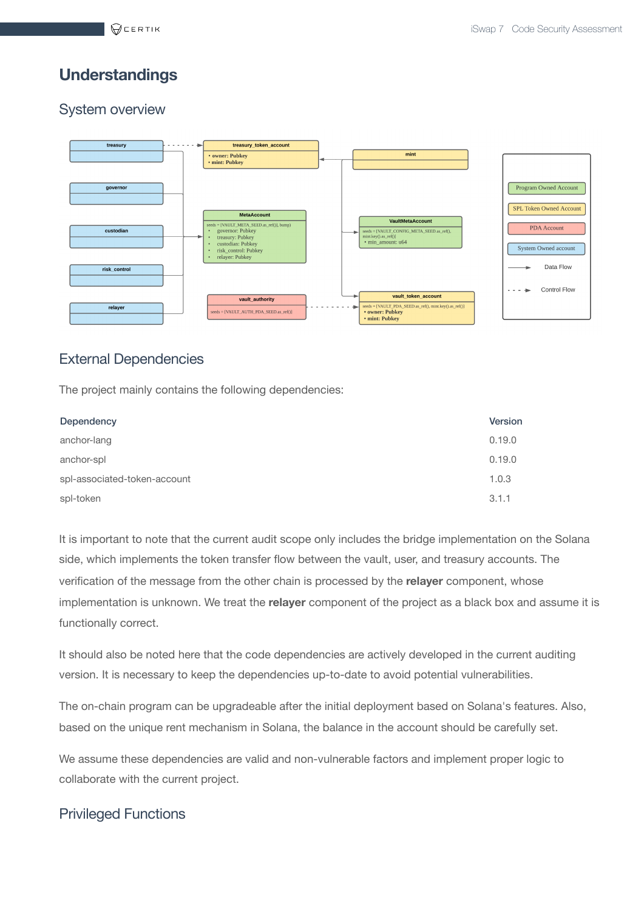# Understandings

## System overview

## External Dependencies

The project mainly contains the following dependencies:

| Dependency | Version |
| --- | --- |
| anchor-lang | 0.19.0 |
| anchor-spl | 0.19.0 |
| spl-associated-token-account | 1.0.3 |
| spl-token | 3.1.1 |

It is important to note that the current audit scope only includes the bridge implementation on the Solana side, which implements the token transfer flow between the vault, user, and treasury accounts. The verification of the message from the other chain is processed by the **relayer** component, whose implementation is unknown. We treat the **relayer** component of the project as a black box and assume it is functionally correct.

It should also be noted here that the code dependencies are actively developed in the current auditing version. It is necessary to keep the dependencies up-to-date to avoid potential vulnerabilities.

The on-chain program can be upgradeable after the initial deployment based on Solana's features. Also, based on the unique rent mechanism in Solana, the balance in the account should be carefully set.

We assume these dependencies are valid and non-vulnerable factors and implement proper logic to collaborate with the current project.

## Privileged Functions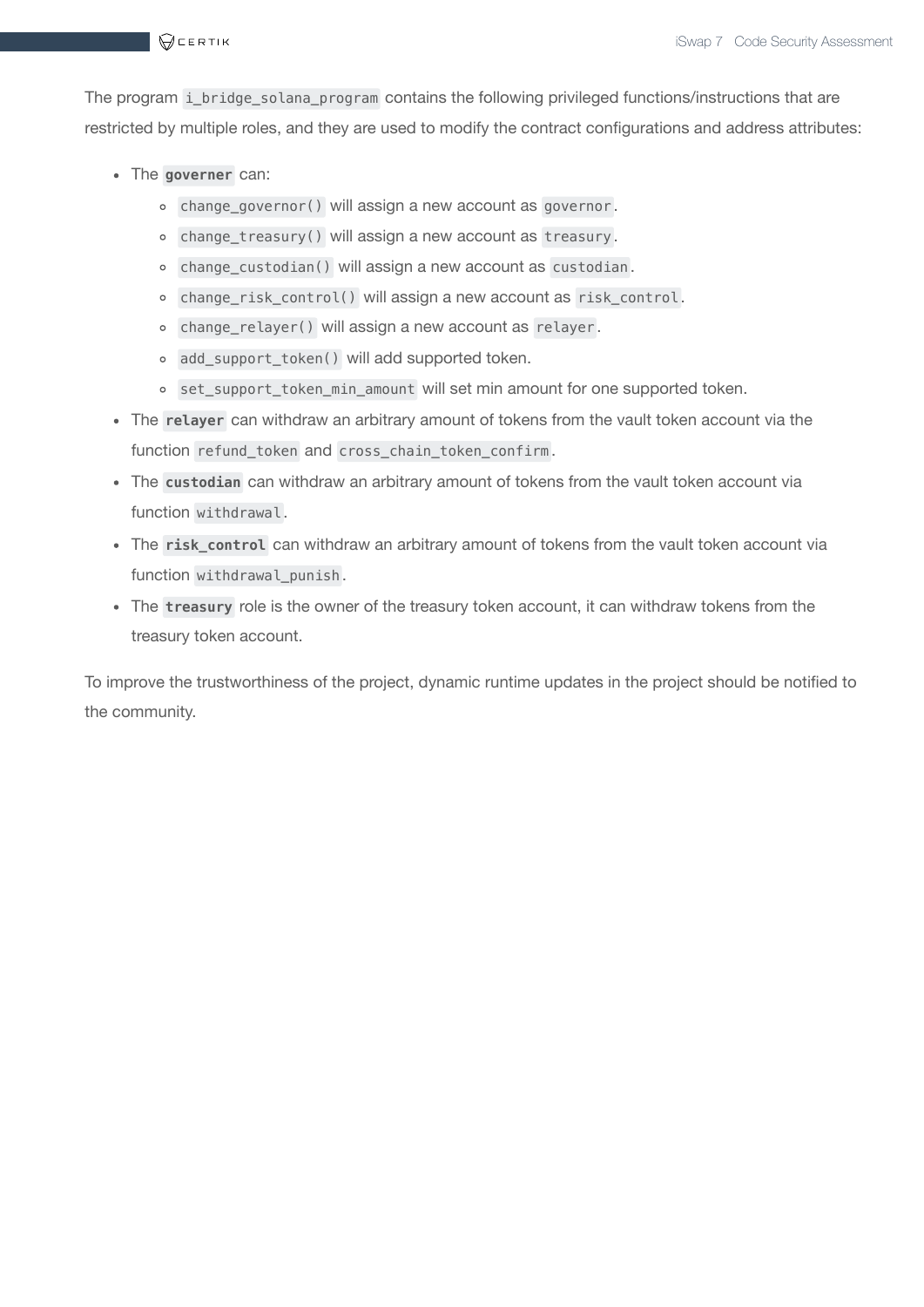The program `i_bridge_solana_program` contains the following privileged functions/instructions that are restricted by multiple roles, and they are used to modify the contract configurations and address attributes:

- The **`governer`** can:
  - `change_governor()` will assign a new account as `governor`.
  - `change_treasury()` will assign a new account as `treasury`.
  - `change_custodian()` will assign a new account as `custodian`.
  - `change_risk_control()` will assign a new account as `risk_control`.
  - `change_relayer()` will assign a new account as `relayer`.
  - `add_support_token()` will add supported token.
  - `set_support_token_min_amount` will set min amount for one supported token.
- The **`relayer`** can withdraw an arbitrary amount of tokens from the vault token account via the function `refund_token` and `cross_chain_token_confirm`.
- The **`custodian`** can withdraw an arbitrary amount of tokens from the vault token account via function `withdrawal`.
- The **`risk_control`** can withdraw an arbitrary amount of tokens from the vault token account via function `withdrawal_punish`.
- The **`treasury`** role is the owner of the treasury token account, it can withdraw tokens from the treasury token account.

To improve the trustworthiness of the project, dynamic runtime updates in the project should be notified to the community.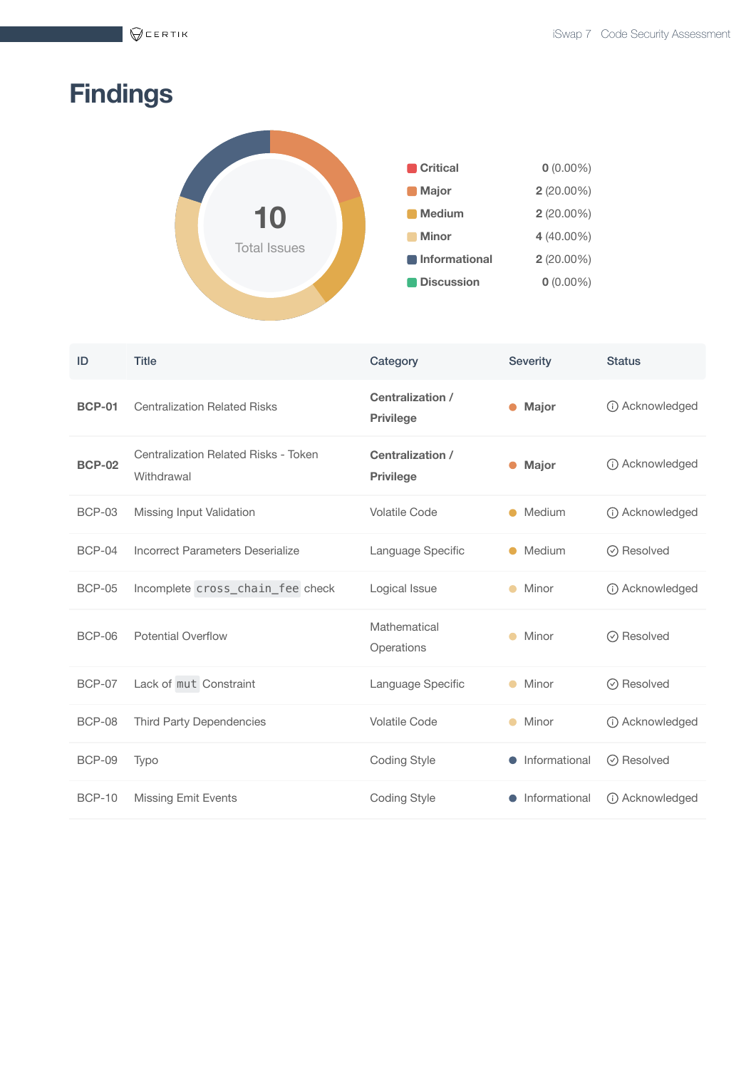# Findings

10
Total Issues

| Severity | Count |
| --- | --- |
| Critical | 0 (0.00%) |
| Major | 2 (20.00%) |
| Medium | 2 (20.00%) |
| Minor | 4 (40.00%) |
| Informational | 2 (20.00%) |
| Discussion | 0 (0.00%) |

| ID | Title | Category | Severity | Status |
| --- | --- | --- | --- | --- |
| **BCP-01** | Centralization Related Risks | **Centralization / Privilege** | **Major** | Acknowledged |
| **BCP-02** | Centralization Related Risks - Token Withdrawal | **Centralization / Privilege** | **Major** | Acknowledged |
| BCP-03 | Missing Input Validation | Volatile Code | Medium | Acknowledged |
| BCP-04 | Incorrect Parameters Deserialize | Language Specific | Medium | Resolved |
| BCP-05 | Incomplete `cross_chain_fee` check | Logical Issue | Minor | Acknowledged |
| BCP-06 | Potential Overflow | Mathematical Operations | Minor | Resolved |
| BCP-07 | Lack of `mut` Constraint | Language Specific | Minor | Resolved |
| BCP-08 | Third Party Dependencies | Volatile Code | Minor | Acknowledged |
| BCP-09 | Typo | Coding Style | Informational | Resolved |
| BCP-10 | Missing Emit Events | Coding Style | Informational | Acknowledged |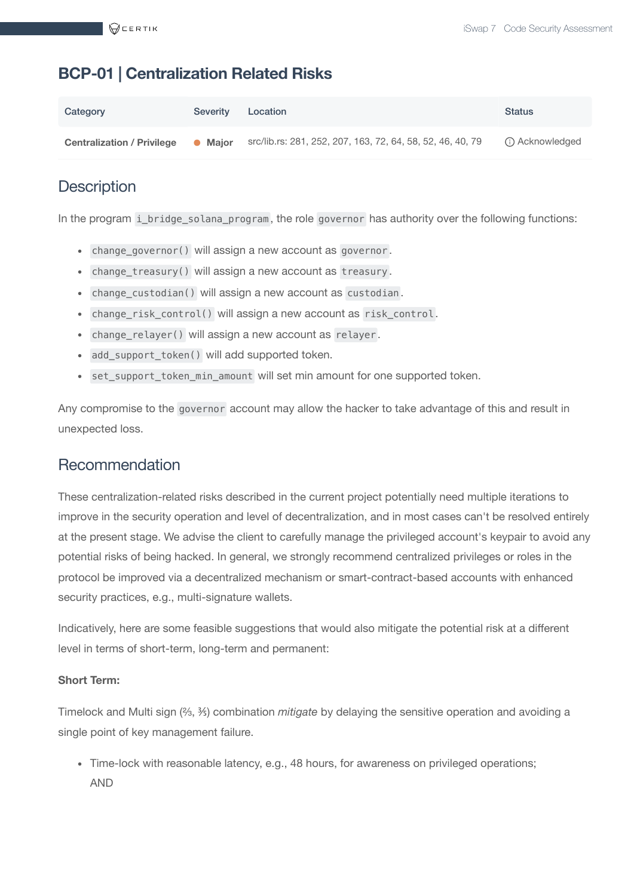## BCP-01 | Centralization Related Risks

| Category | Severity | Location | Status |
|---|---|---|---|
| **Centralization / Privilege** | ● **Major** | src/lib.rs: 281, 252, 207, 163, 72, 64, 58, 52, 46, 40, 79 | ⓘ Acknowledged |

### Description

In the program `i_bridge_solana_program`, the role `governor` has authority over the following functions:

- `change_governor()` will assign a new account as `governor`.
- `change_treasury()` will assign a new account as `treasury`.
- `change_custodian()` will assign a new account as `custodian`.
- `change_risk_control()` will assign a new account as `risk_control`.
- `change_relayer()` will assign a new account as `relayer`.
- `add_support_token()` will add supported token.
- `set_support_token_min_amount` will set min amount for one supported token.

Any compromise to the `governor` account may allow the hacker to take advantage of this and result in unexpected loss.

### Recommendation

These centralization-related risks described in the current project potentially need multiple iterations to improve in the security operation and level of decentralization, and in most cases can't be resolved entirely at the present stage. We advise the client to carefully manage the privileged account's keypair to avoid any potential risks of being hacked. In general, we strongly recommend centralized privileges or roles in the protocol be improved via a decentralized mechanism or smart-contract-based accounts with enhanced security practices, e.g., multi-signature wallets.

Indicatively, here are some feasible suggestions that would also mitigate the potential risk at a different level in terms of short-term, long-term and permanent:

**Short Term:**

Timelock and Multi sign (⅔, ⅗) combination *mitigate* by delaying the sensitive operation and avoiding a single point of key management failure.

- Time-lock with reasonable latency, e.g., 48 hours, for awareness on privileged operations;
  AND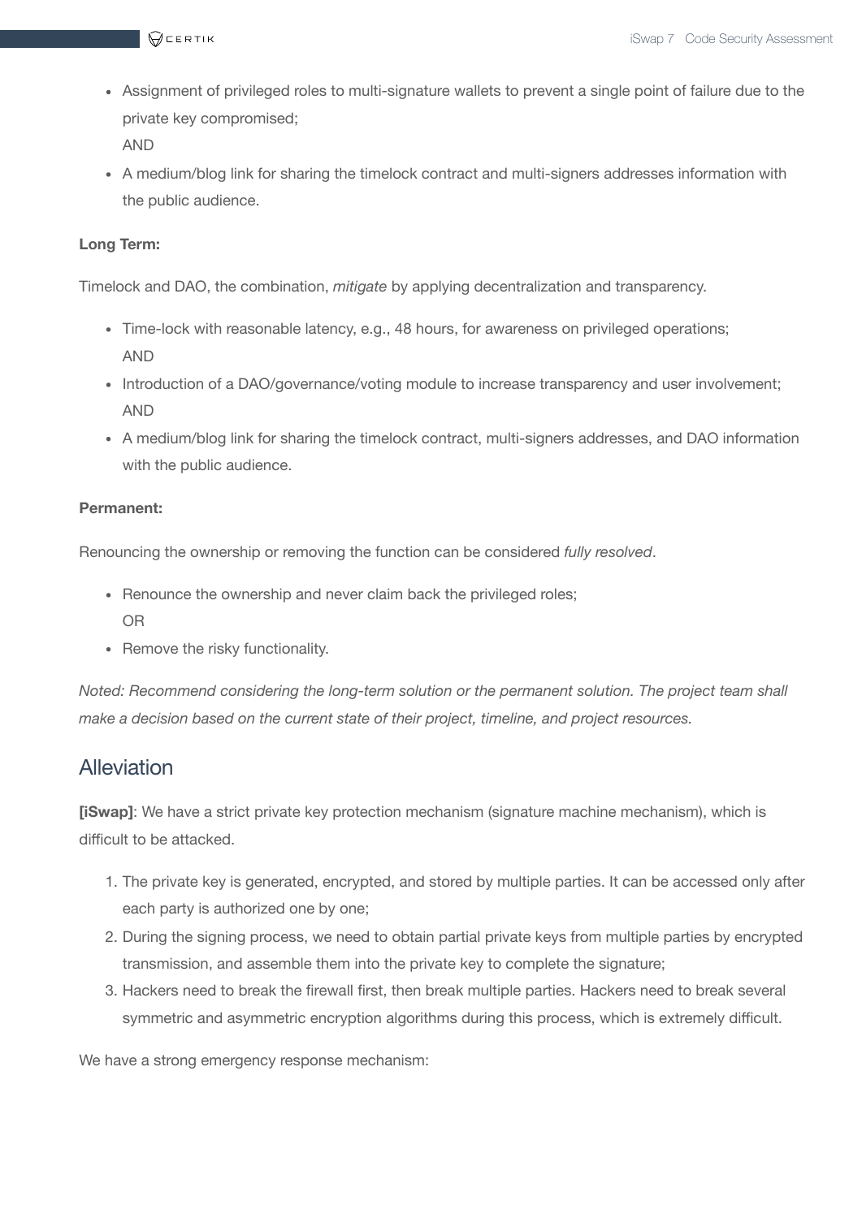- Assignment of privileged roles to multi-signature wallets to prevent a single point of failure due to the private key compromised;
  AND
- A medium/blog link for sharing the timelock contract and multi-signers addresses information with the public audience.

**Long Term:**

Timelock and DAO, the combination, *mitigate* by applying decentralization and transparency.

- Time-lock with reasonable latency, e.g., 48 hours, for awareness on privileged operations;
  AND
- Introduction of a DAO/governance/voting module to increase transparency and user involvement;
  AND
- A medium/blog link for sharing the timelock contract, multi-signers addresses, and DAO information with the public audience.

**Permanent:**

Renouncing the ownership or removing the function can be considered *fully resolved*.

- Renounce the ownership and never claim back the privileged roles;
  OR
- Remove the risky functionality.

*Noted: Recommend considering the long-term solution or the permanent solution. The project team shall make a decision based on the current state of their project, timeline, and project resources.*

## Alleviation

**[iSwap]**: We have a strict private key protection mechanism (signature machine mechanism), which is difficult to be attacked.

1. The private key is generated, encrypted, and stored by multiple parties. It can be accessed only after each party is authorized one by one;
2. During the signing process, we need to obtain partial private keys from multiple parties by encrypted transmission, and assemble them into the private key to complete the signature;
3. Hackers need to break the firewall first, then break multiple parties. Hackers need to break several symmetric and asymmetric encryption algorithms during this process, which is extremely difficult.

We have a strong emergency response mechanism: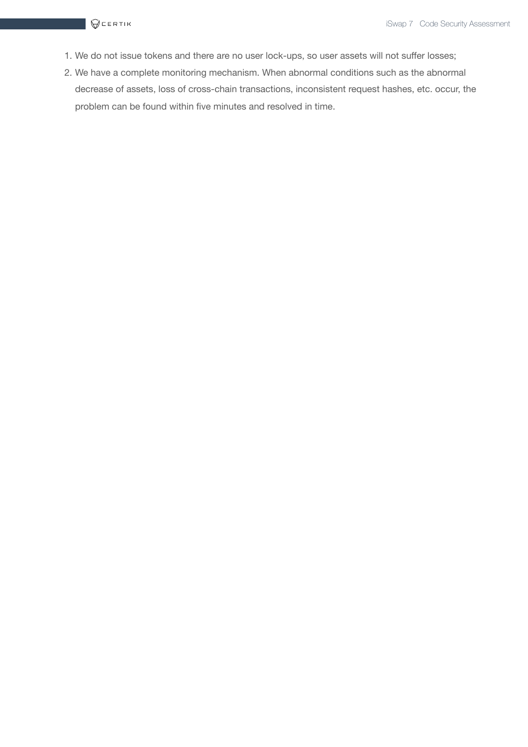1. We do not issue tokens and there are no user lock-ups, so user assets will not suffer losses;
2. We have a complete monitoring mechanism. When abnormal conditions such as the abnormal decrease of assets, loss of cross-chain transactions, inconsistent request hashes, etc. occur, the problem can be found within five minutes and resolved in time.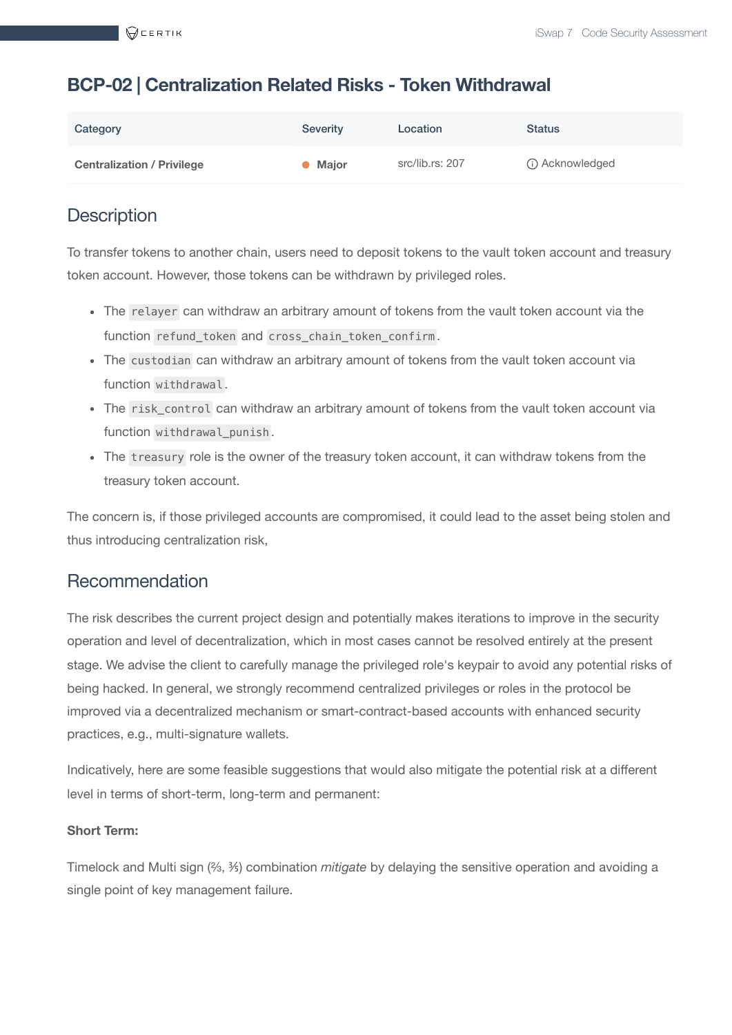## BCP-02 | Centralization Related Risks - Token Withdrawal

| Category | Severity | Location | Status |
|---|---|---|---|
| **Centralization / Privilege** | ● **Major** | src/lib.rs: 207 | ⓘ Acknowledged |

### Description

To transfer tokens to another chain, users need to deposit tokens to the vault token account and treasury token account. However, those tokens can be withdrawn by privileged roles.

- The `relayer` can withdraw an arbitrary amount of tokens from the vault token account via the function `refund_token` and `cross_chain_token_confirm`.
- The `custodian` can withdraw an arbitrary amount of tokens from the vault token account via function `withdrawal`.
- The `risk_control` can withdraw an arbitrary amount of tokens from the vault token account via function `withdrawal_punish`.
- The `treasury` role is the owner of the treasury token account, it can withdraw tokens from the treasury token account.

The concern is, if those privileged accounts are compromised, it could lead to the asset being stolen and thus introducing centralization risk,

### Recommendation

The risk describes the current project design and potentially makes iterations to improve in the security operation and level of decentralization, which in most cases cannot be resolved entirely at the present stage. We advise the client to carefully manage the privileged role's keypair to avoid any potential risks of being hacked. In general, we strongly recommend centralized privileges or roles in the protocol be improved via a decentralized mechanism or smart-contract-based accounts with enhanced security practices, e.g., multi-signature wallets.

Indicatively, here are some feasible suggestions that would also mitigate the potential risk at a different level in terms of short-term, long-term and permanent:

**Short Term:**

Timelock and Multi sign (⅔, ⅗) combination *mitigate* by delaying the sensitive operation and avoiding a single point of key management failure.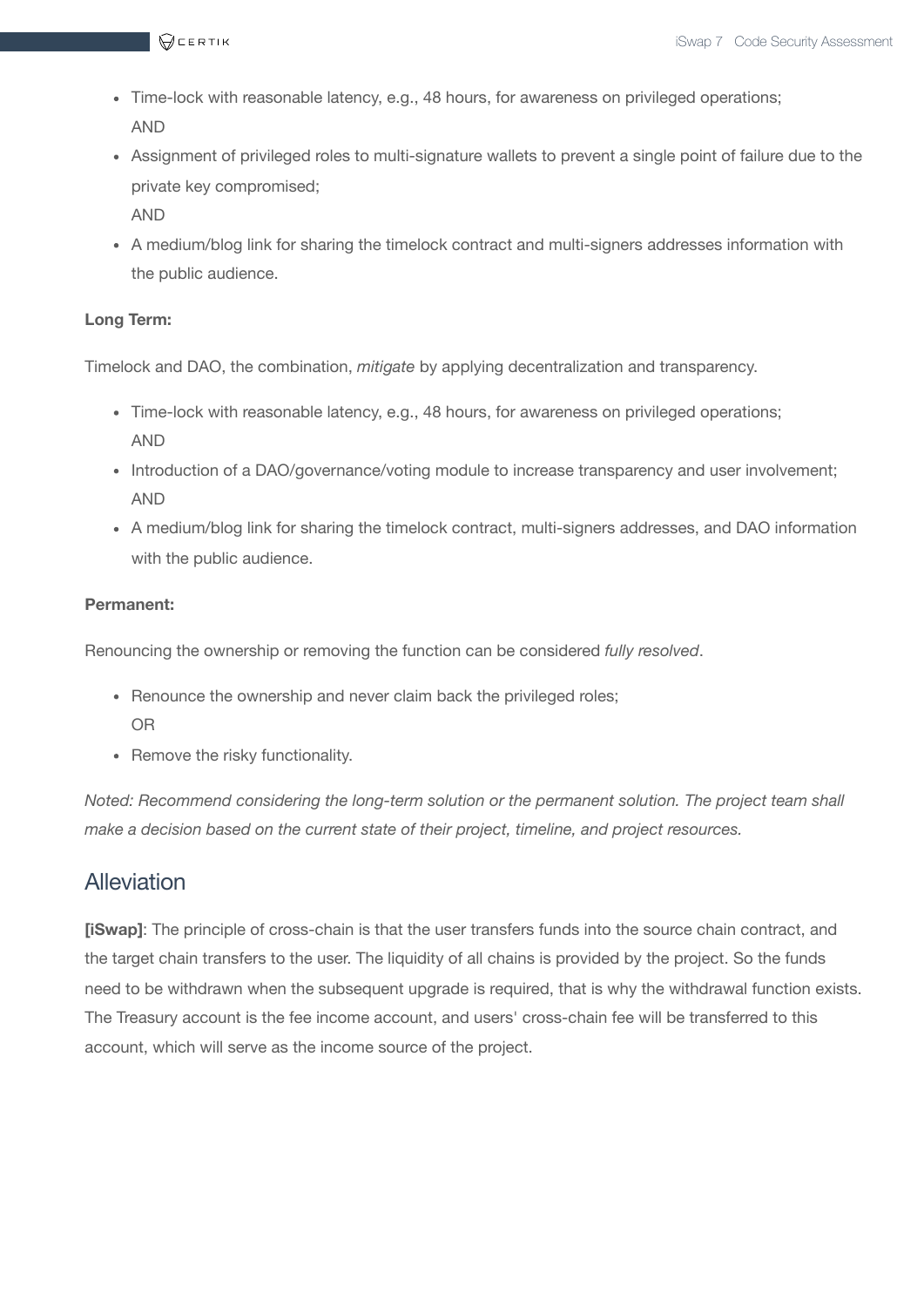- Time-lock with reasonable latency, e.g., 48 hours, for awareness on privileged operations;
  AND
- Assignment of privileged roles to multi-signature wallets to prevent a single point of failure due to the private key compromised;
  AND
- A medium/blog link for sharing the timelock contract and multi-signers addresses information with the public audience.

**Long Term:**

Timelock and DAO, the combination, *mitigate* by applying decentralization and transparency.

- Time-lock with reasonable latency, e.g., 48 hours, for awareness on privileged operations;
  AND
- Introduction of a DAO/governance/voting module to increase transparency and user involvement;
  AND
- A medium/blog link for sharing the timelock contract, multi-signers addresses, and DAO information with the public audience.

**Permanent:**

Renouncing the ownership or removing the function can be considered *fully resolved*.

- Renounce the ownership and never claim back the privileged roles;
  OR
- Remove the risky functionality.

*Noted: Recommend considering the long-term solution or the permanent solution. The project team shall make a decision based on the current state of their project, timeline, and project resources.*

## Alleviation

**[iSwap]**: The principle of cross-chain is that the user transfers funds into the source chain contract, and the target chain transfers to the user. The liquidity of all chains is provided by the project. So the funds need to be withdrawn when the subsequent upgrade is required, that is why the withdrawal function exists. The Treasury account is the fee income account, and users' cross-chain fee will be transferred to this account, which will serve as the income source of the project.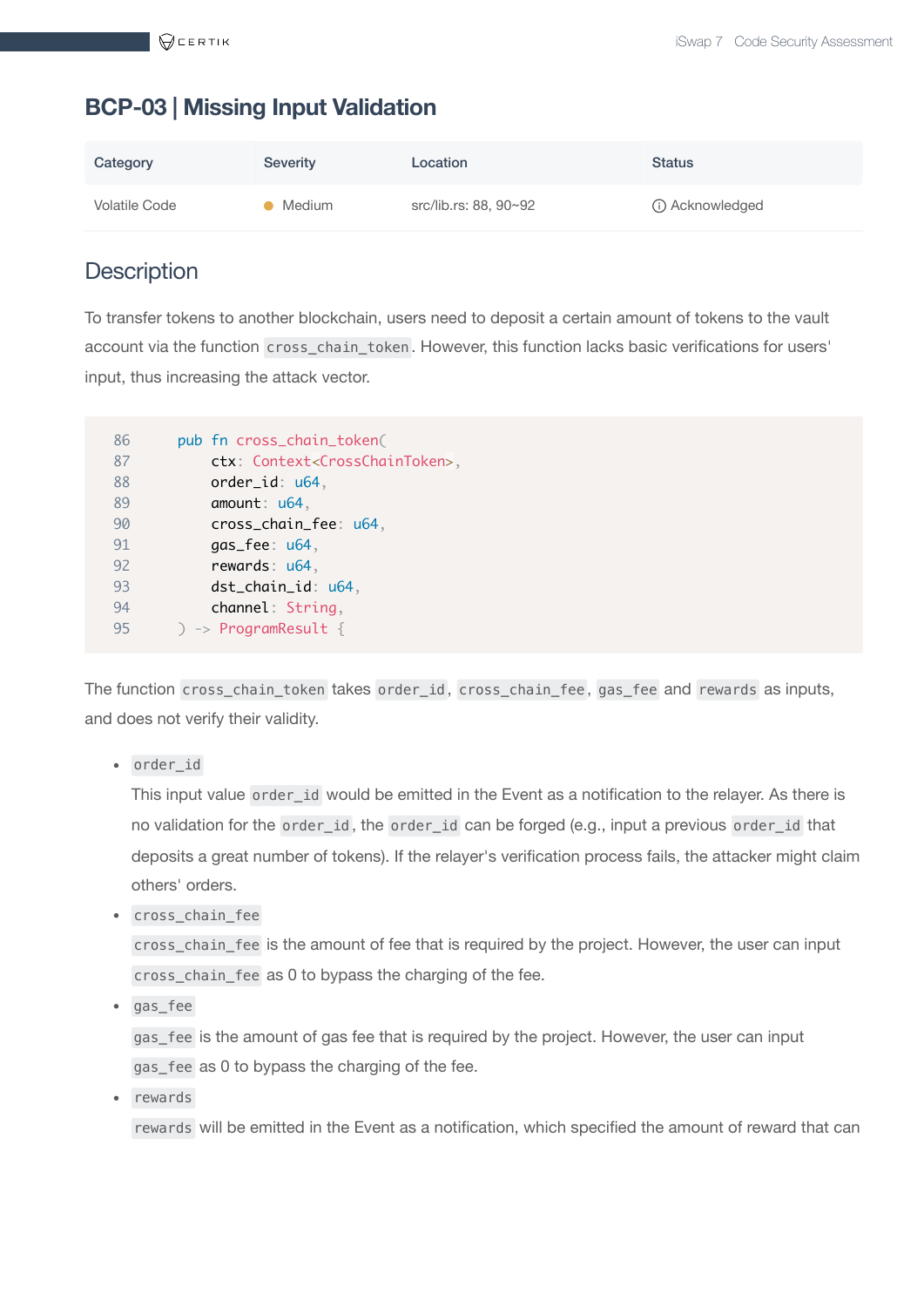## BCP-03 | Missing Input Validation

| Category | Severity | Location | Status |
|---|---|---|---|
| Volatile Code | Medium | src/lib.rs: 88, 90~92 | Acknowledged |

### Description

To transfer tokens to another blockchain, users need to deposit a certain amount of tokens to the vault account via the function `cross_chain_token`. However, this function lacks basic verifications for users' input, thus increasing the attack vector.

```
86      pub fn cross_chain_token(
87          ctx: Context<CrossChainToken>,
88          order_id: u64,
89          amount: u64,
90          cross_chain_fee: u64,
91          gas_fee: u64,
92          rewards: u64,
93          dst_chain_id: u64,
94          channel: String,
95      ) -> ProgramResult {
```

The function `cross_chain_token` takes `order_id`, `cross_chain_fee`, `gas_fee` and `rewards` as inputs, and does not verify their validity.

- `order_id`

  This input value `order_id` would be emitted in the Event as a notification to the relayer. As there is no validation for the `order_id`, the `order_id` can be forged (e.g., input a previous `order_id` that deposits a great number of tokens). If the relayer's verification process fails, the attacker might claim others' orders.

- `cross_chain_fee`

  `cross_chain_fee` is the amount of fee that is required by the project. However, the user can input `cross_chain_fee` as 0 to bypass the charging of the fee.

- `gas_fee`

  `gas_fee` is the amount of gas fee that is required by the project. However, the user can input `gas_fee` as 0 to bypass the charging of the fee.

- `rewards`

  `rewards` will be emitted in the Event as a notification, which specified the amount of reward that can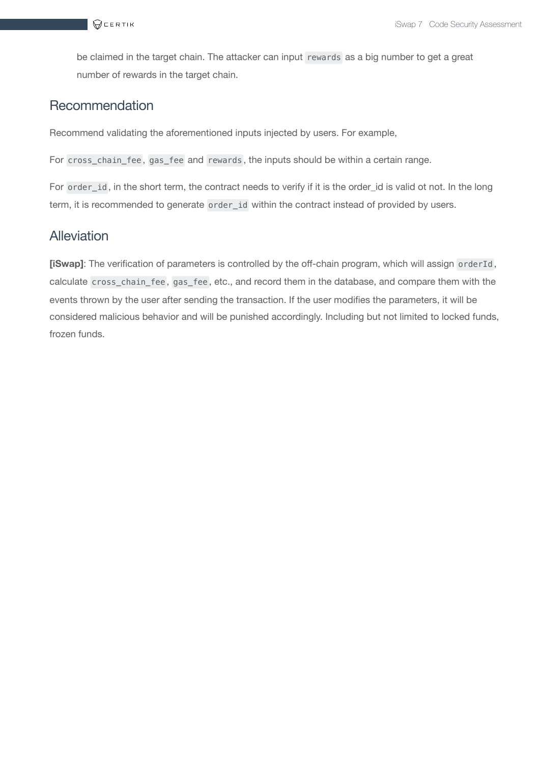be claimed in the target chain. The attacker can input `rewards` as a big number to get a great number of rewards in the target chain.

## Recommendation

Recommend validating the aforementioned inputs injected by users. For example,

For `cross_chain_fee`, `gas_fee` and `rewards`, the inputs should be within a certain range.

For `order_id`, in the short term, the contract needs to verify if it is the order_id is valid ot not. In the long term, it is recommended to generate `order_id` within the contract instead of provided by users.

## Alleviation

**[iSwap]**: The verification of parameters is controlled by the off-chain program, which will assign `orderId`, calculate `cross_chain_fee`, `gas_fee`, etc., and record them in the database, and compare them with the events thrown by the user after sending the transaction. If the user modifies the parameters, it will be considered malicious behavior and will be punished accordingly. Including but not limited to locked funds, frozen funds.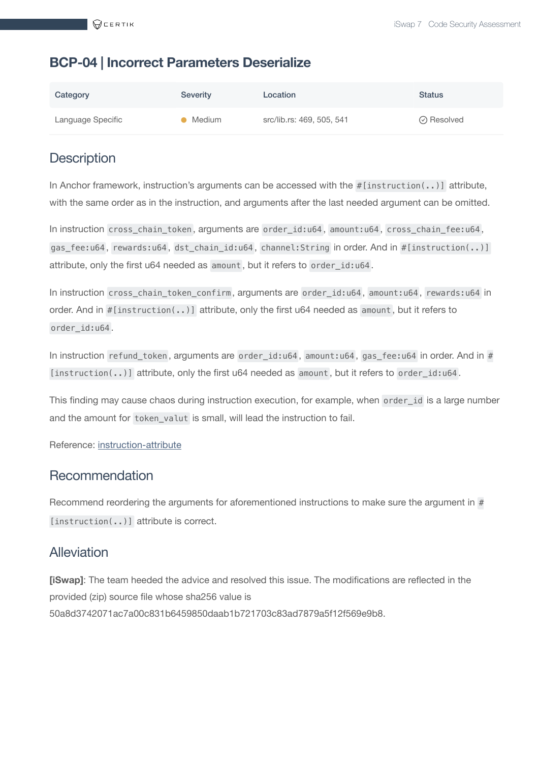## BCP-04 | Incorrect Parameters Deserialize

| Category | Severity | Location | Status |
| --- | --- | --- | --- |
| Language Specific | Medium | src/lib.rs: 469, 505, 541 | Resolved |

### Description

In Anchor framework, instruction's arguments can be accessed with the `#[instruction(..)]` attribute, with the same order as in the instruction, and arguments after the last needed argument can be omitted.

In instruction `cross_chain_token`, arguments are `order_id:u64`, `amount:u64`, `cross_chain_fee:u64`, `gas_fee:u64`, `rewards:u64`, `dst_chain_id:u64`, `channel:String` in order. And in `#[instruction(..)]` attribute, only the first u64 needed as `amount`, but it refers to `order_id:u64`.

In instruction `cross_chain_token_confirm`, arguments are `order_id:u64`, `amount:u64`, `rewards:u64` in order. And in `#[instruction(..)]` attribute, only the first u64 needed as `amount`, but it refers to `order_id:u64`.

In instruction `refund_token`, arguments are `order_id:u64`, `amount:u64`, `gas_fee:u64` in order. And in `#[instruction(..)]` attribute, only the first u64 needed as `amount`, but it refers to `order_id:u64`.

This finding may cause chaos during instruction execution, for example, when `order_id` is a large number and the amount for `token_valut` is small, will lead the instruction to fail.

Reference: instruction-attribute

### Recommendation

Recommend reordering the arguments for aforementioned instructions to make sure the argument in `#[instruction(..)]` attribute is correct.

### Alleviation

**[iSwap]**: The team heeded the advice and resolved this issue. The modifications are reflected in the provided (zip) source file whose sha256 value is 50a8d3742071ac7a00c831b6459850daab1b721703c83ad7879a5f12f569e9b8.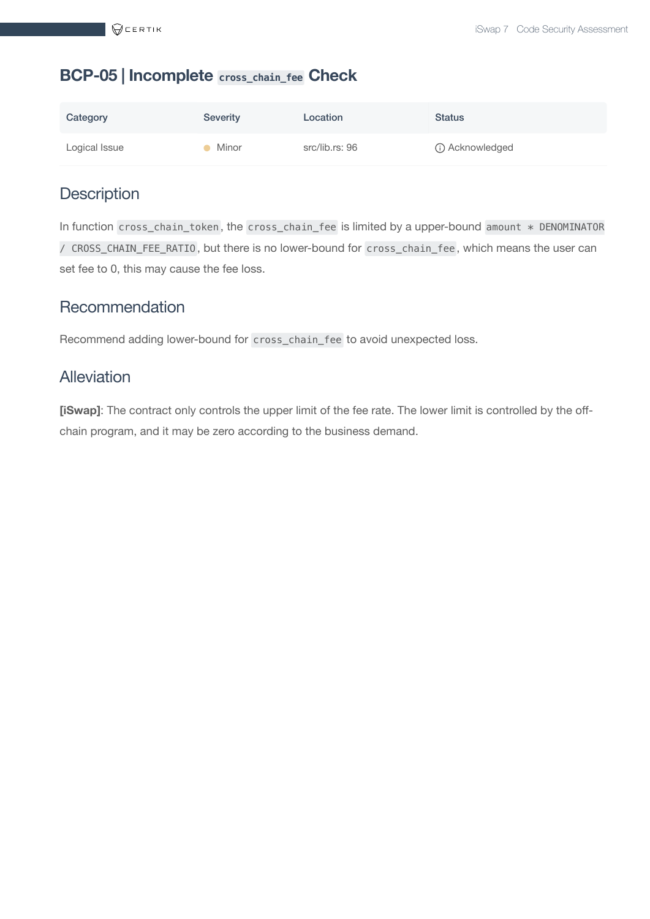## BCP-05 | Incomplete `cross_chain_fee` Check

| Category | Severity | Location | Status |
| --- | --- | --- | --- |
| Logical Issue | Minor | src/lib.rs: 96 | Acknowledged |

### Description

In function `cross_chain_token`, the `cross_chain_fee` is limited by a upper-bound `amount * DENOMINATOR / CROSS_CHAIN_FEE_RATIO`, but there is no lower-bound for `cross_chain_fee`, which means the user can set fee to 0, this may cause the fee loss.

### Recommendation

Recommend adding lower-bound for `cross_chain_fee` to avoid unexpected loss.

### Alleviation

**[iSwap]**: The contract only controls the upper limit of the fee rate. The lower limit is controlled by the off-chain program, and it may be zero according to the business demand.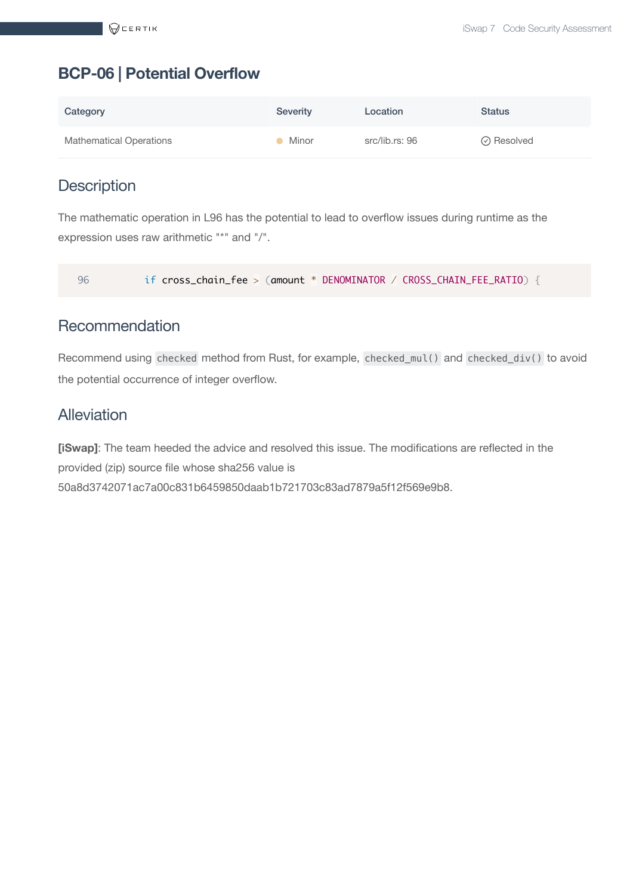## BCP-06 | Potential Overflow

| Category | Severity | Location | Status |
|---|---|---|---|
| Mathematical Operations | Minor | src/lib.rs: 96 | Resolved |

### Description

The mathematic operation in L96 has the potential to lead to overflow issues during runtime as the expression uses raw arithmetic "*" and "/".

```
96          if cross_chain_fee > (amount * DENOMINATOR / CROSS_CHAIN_FEE_RATIO) {
```

### Recommendation

Recommend using `checked` method from Rust, for example, `checked_mul()` and `checked_div()` to avoid the potential occurrence of integer overflow.

### Alleviation

**[iSwap]**: The team heeded the advice and resolved this issue. The modifications are reflected in the provided (zip) source file whose sha256 value is 50a8d3742071ac7a00c831b6459850daab1b721703c83ad7879a5f12f569e9b8.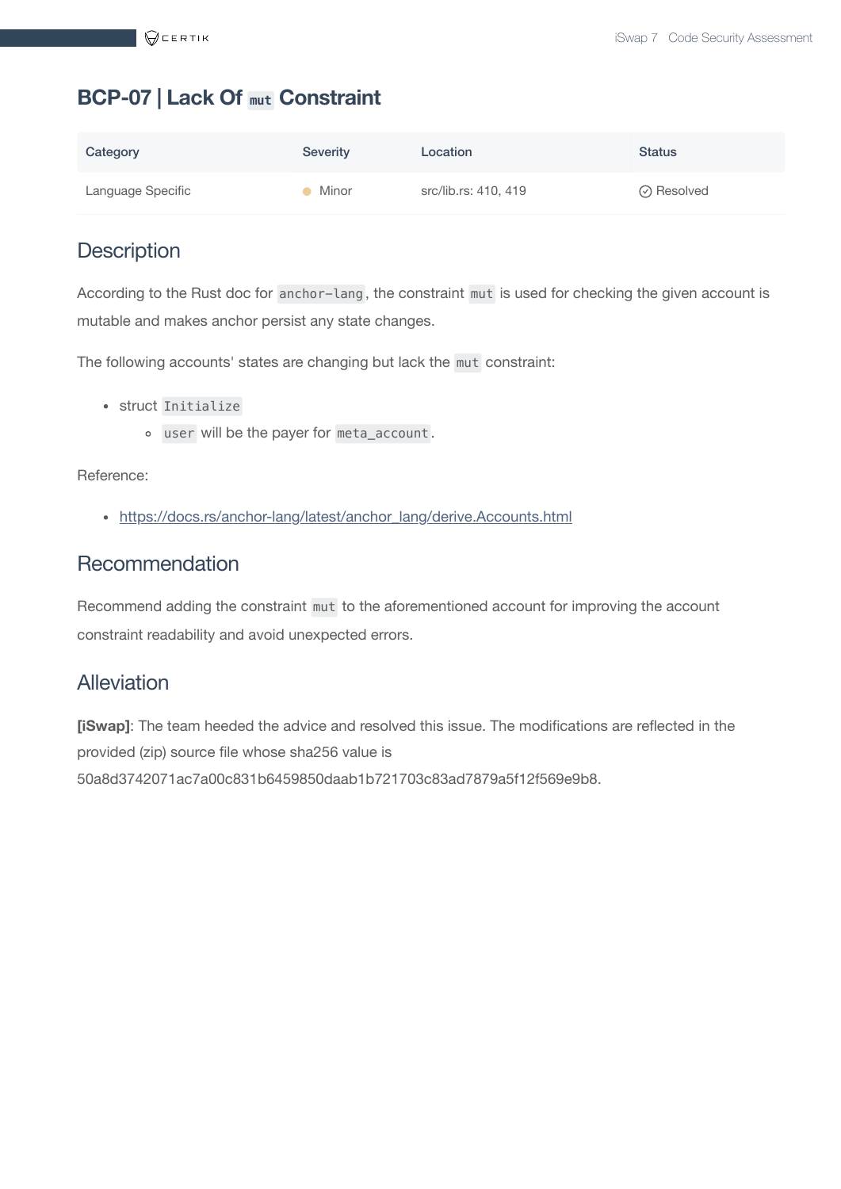## BCP-07 | Lack Of `mut` Constraint

| Category | Severity | Location | Status |
|---|---|---|---|
| Language Specific | Minor | src/lib.rs: 410, 419 | Resolved |

### Description

According to the Rust doc for `anchor-lang`, the constraint `mut` is used for checking the given account is mutable and makes anchor persist any state changes.

The following accounts' states are changing but lack the `mut` constraint:

- struct `Initialize`
  - `user` will be the payer for `meta_account`.

Reference:

- https://docs.rs/anchor-lang/latest/anchor_lang/derive.Accounts.html

### Recommendation

Recommend adding the constraint `mut` to the aforementioned account for improving the account constraint readability and avoid unexpected errors.

### Alleviation

**[iSwap]**: The team heeded the advice and resolved this issue. The modifications are reflected in the provided (zip) source file whose sha256 value is 50a8d3742071ac7a00c831b6459850daab1b721703c83ad7879a5f12f569e9b8.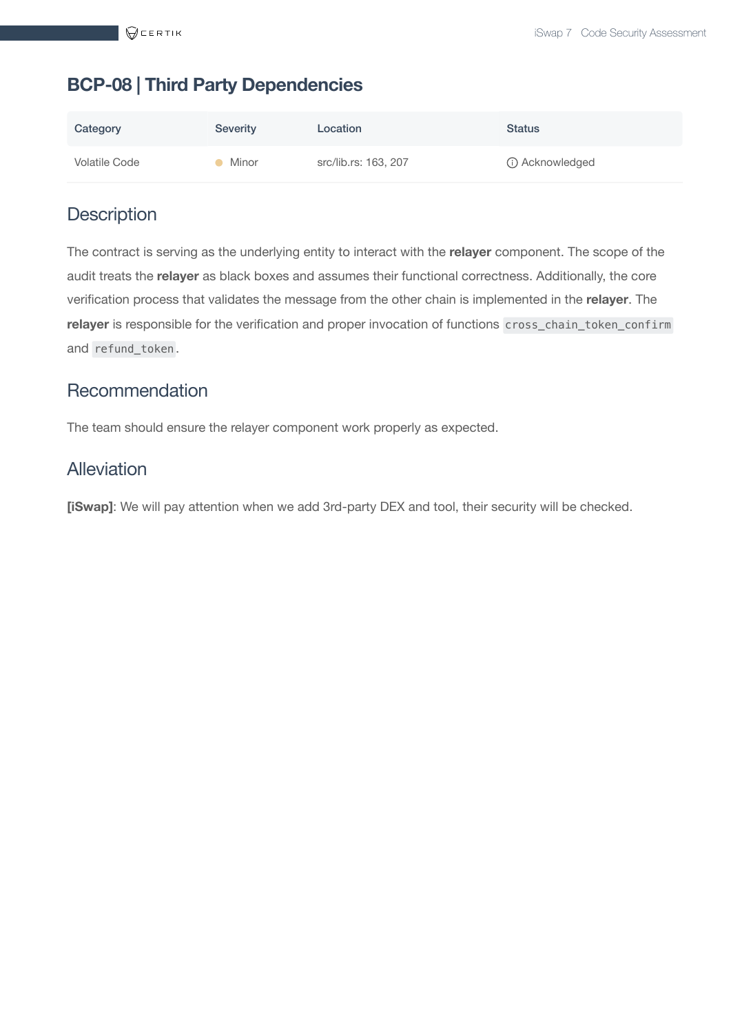## BCP-08 | Third Party Dependencies

| Category | Severity | Location | Status |
| --- | --- | --- | --- |
| Volatile Code | Minor | src/lib.rs: 163, 207 | Acknowledged |

### Description

The contract is serving as the underlying entity to interact with the **relayer** component. The scope of the audit treats the **relayer** as black boxes and assumes their functional correctness. Additionally, the core verification process that validates the message from the other chain is implemented in the **relayer**. The **relayer** is responsible for the verification and proper invocation of functions `cross_chain_token_confirm` and `refund_token`.

### Recommendation

The team should ensure the relayer component work properly as expected.

### Alleviation

**[iSwap]**: We will pay attention when we add 3rd-party DEX and tool, their security will be checked.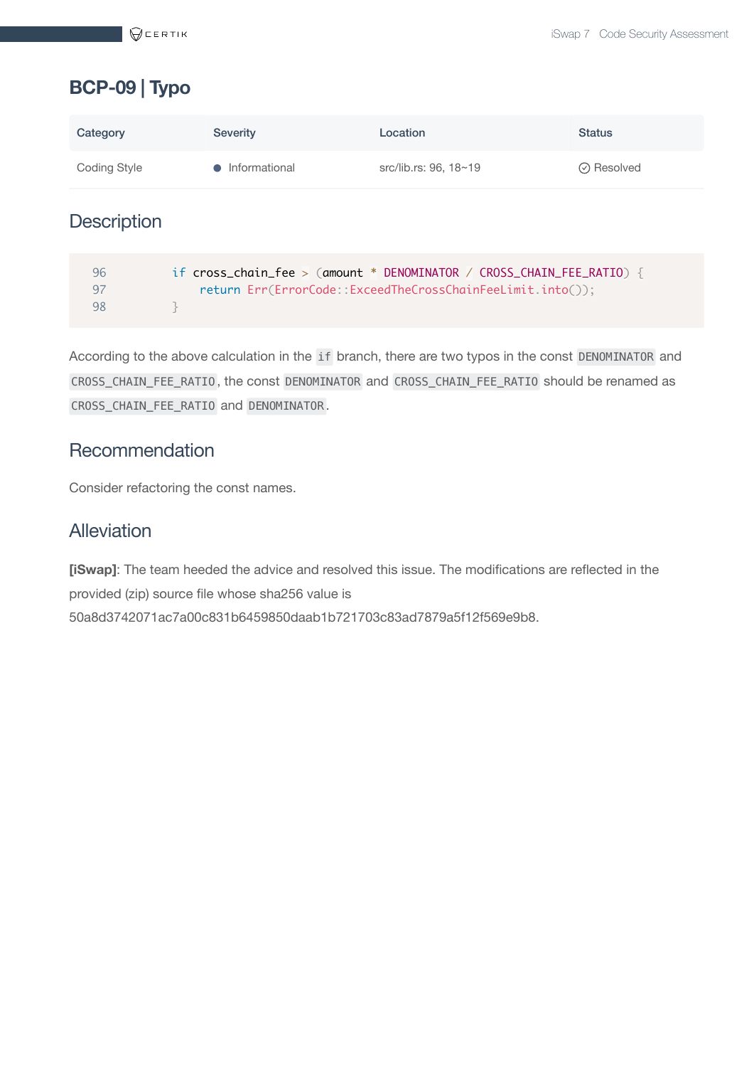## BCP-09 | Typo

| Category | Severity | Location | Status |
| --- | --- | --- | --- |
| Coding Style | Informational | src/lib.rs: 96, 18~19 | Resolved |

### Description

```
96          if cross_chain_fee > (amount * DENOMINATOR / CROSS_CHAIN_FEE_RATIO) {
97              return Err(ErrorCode::ExceedTheCrossChainFeeLimit.into());
98          }
```

According to the above calculation in the `if` branch, there are two typos in the const `DENOMINATOR` and `CROSS_CHAIN_FEE_RATIO`, the const `DENOMINATOR` and `CROSS_CHAIN_FEE_RATIO` should be renamed as `CROSS_CHAIN_FEE_RATIO` and `DENOMINATOR`.

### Recommendation

Consider refactoring the const names.

### Alleviation

**[iSwap]**: The team heeded the advice and resolved this issue. The modifications are reflected in the provided (zip) source file whose sha256 value is 50a8d3742071ac7a00c831b6459850daab1b721703c83ad7879a5f12f569e9b8.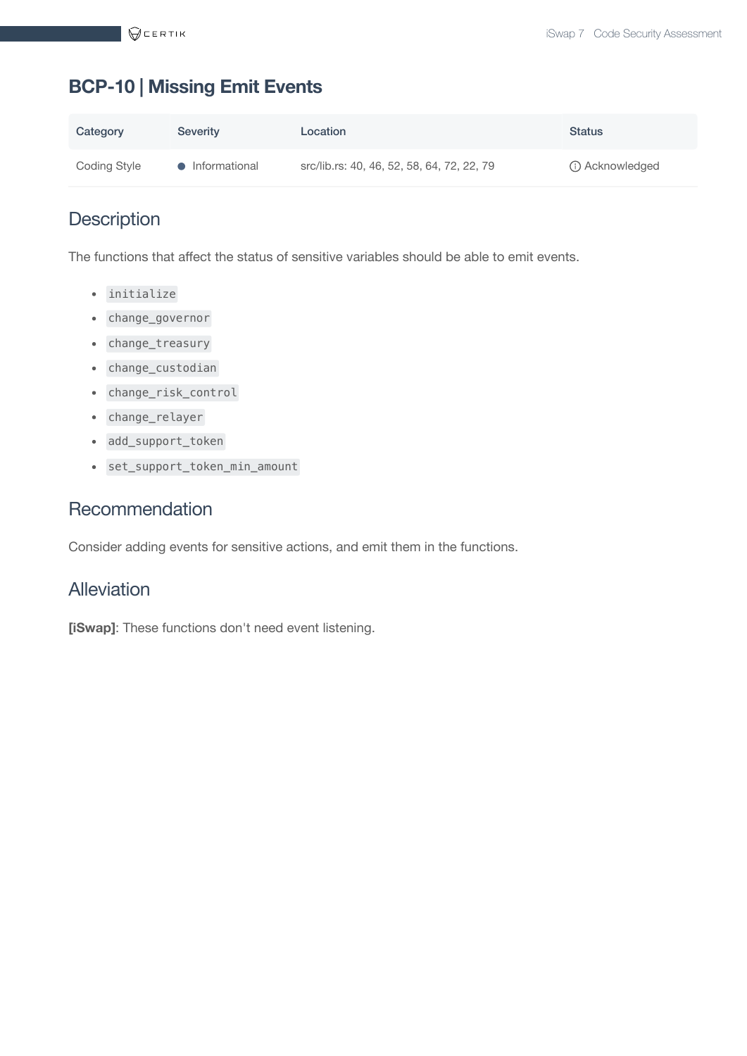## BCP-10 | Missing Emit Events

| Category | Severity | Location | Status |
| --- | --- | --- | --- |
| Coding Style | Informational | src/lib.rs: 40, 46, 52, 58, 64, 72, 22, 79 | Acknowledged |

### Description

The functions that affect the status of sensitive variables should be able to emit events.

- `initialize`
- `change_governor`
- `change_treasury`
- `change_custodian`
- `change_risk_control`
- `change_relayer`
- `add_support_token`
- `set_support_token_min_amount`

### Recommendation

Consider adding events for sensitive actions, and emit them in the functions.

### Alleviation

**[iSwap]**: These functions don't need event listening.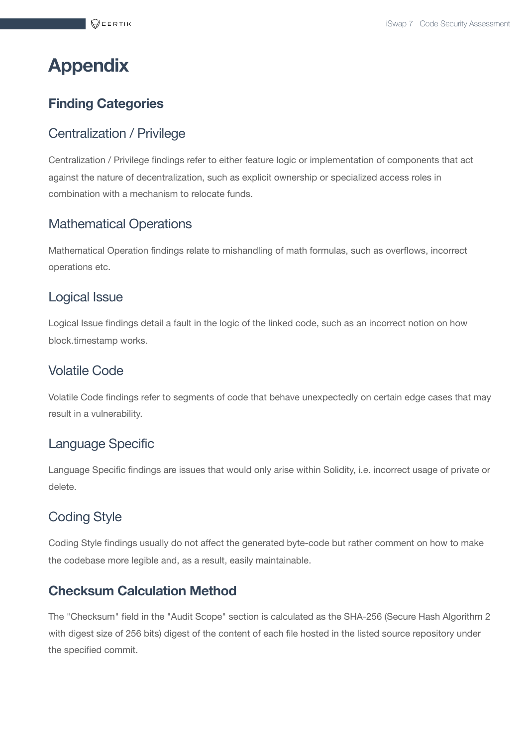# Appendix

## Finding Categories

### Centralization / Privilege

Centralization / Privilege findings refer to either feature logic or implementation of components that act against the nature of decentralization, such as explicit ownership or specialized access roles in combination with a mechanism to relocate funds.

### Mathematical Operations

Mathematical Operation findings relate to mishandling of math formulas, such as overflows, incorrect operations etc.

### Logical Issue

Logical Issue findings detail a fault in the logic of the linked code, such as an incorrect notion on how block.timestamp works.

### Volatile Code

Volatile Code findings refer to segments of code that behave unexpectedly on certain edge cases that may result in a vulnerability.

### Language Specific

Language Specific findings are issues that would only arise within Solidity, i.e. incorrect usage of private or delete.

### Coding Style

Coding Style findings usually do not affect the generated byte-code but rather comment on how to make the codebase more legible and, as a result, easily maintainable.

## Checksum Calculation Method

The "Checksum" field in the "Audit Scope" section is calculated as the SHA-256 (Secure Hash Algorithm 2 with digest size of 256 bits) digest of the content of each file hosted in the listed source repository under the specified commit.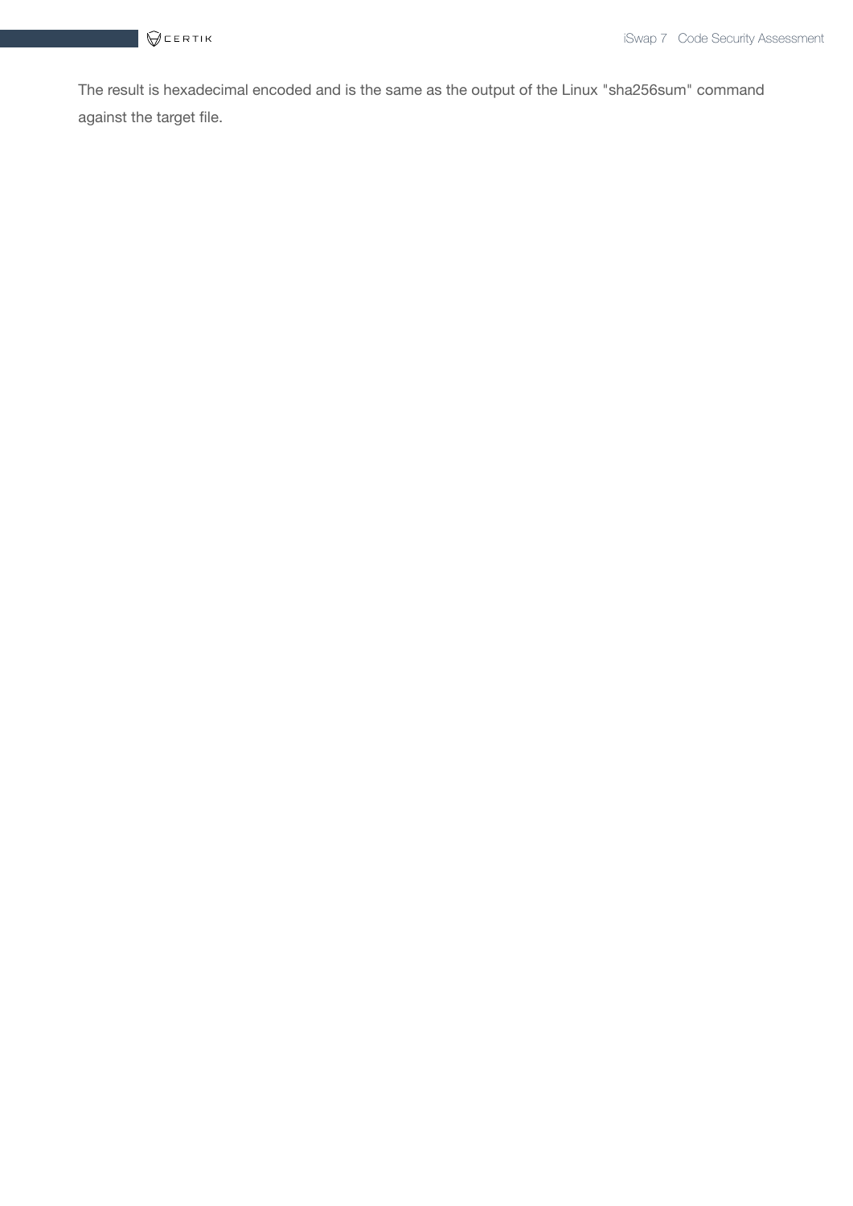The result is hexadecimal encoded and is the same as the output of the Linux "sha256sum" command against the target file.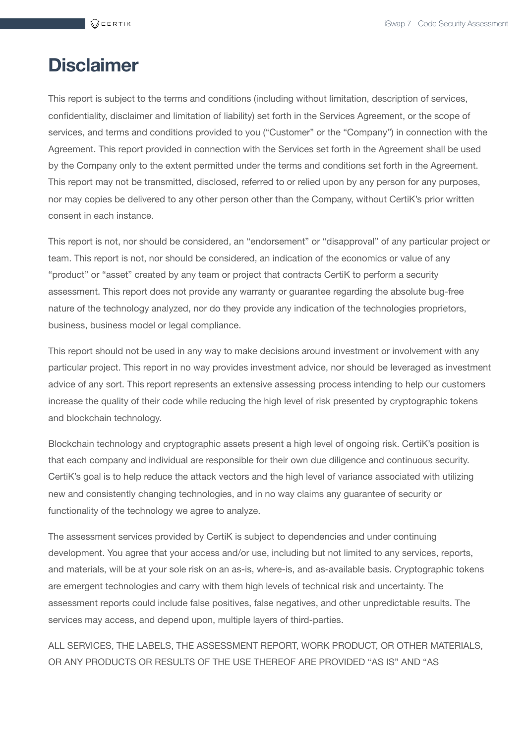# Disclaimer

This report is subject to the terms and conditions (including without limitation, description of services, confidentiality, disclaimer and limitation of liability) set forth in the Services Agreement, or the scope of services, and terms and conditions provided to you ("Customer" or the "Company") in connection with the Agreement. This report provided in connection with the Services set forth in the Agreement shall be used by the Company only to the extent permitted under the terms and conditions set forth in the Agreement. This report may not be transmitted, disclosed, referred to or relied upon by any person for any purposes, nor may copies be delivered to any other person other than the Company, without CertiK's prior written consent in each instance.

This report is not, nor should be considered, an "endorsement" or "disapproval" of any particular project or team. This report is not, nor should be considered, an indication of the economics or value of any "product" or "asset" created by any team or project that contracts CertiK to perform a security assessment. This report does not provide any warranty or guarantee regarding the absolute bug-free nature of the technology analyzed, nor do they provide any indication of the technologies proprietors, business, business model or legal compliance.

This report should not be used in any way to make decisions around investment or involvement with any particular project. This report in no way provides investment advice, nor should be leveraged as investment advice of any sort. This report represents an extensive assessing process intending to help our customers increase the quality of their code while reducing the high level of risk presented by cryptographic tokens and blockchain technology.

Blockchain technology and cryptographic assets present a high level of ongoing risk. CertiK's position is that each company and individual are responsible for their own due diligence and continuous security. CertiK's goal is to help reduce the attack vectors and the high level of variance associated with utilizing new and consistently changing technologies, and in no way claims any guarantee of security or functionality of the technology we agree to analyze.

The assessment services provided by CertiK is subject to dependencies and under continuing development. You agree that your access and/or use, including but not limited to any services, reports, and materials, will be at your sole risk on an as-is, where-is, and as-available basis. Cryptographic tokens are emergent technologies and carry with them high levels of technical risk and uncertainty. The assessment reports could include false positives, false negatives, and other unpredictable results. The services may access, and depend upon, multiple layers of third-parties.

ALL SERVICES, THE LABELS, THE ASSESSMENT REPORT, WORK PRODUCT, OR OTHER MATERIALS, OR ANY PRODUCTS OR RESULTS OF THE USE THEREOF ARE PROVIDED "AS IS" AND "AS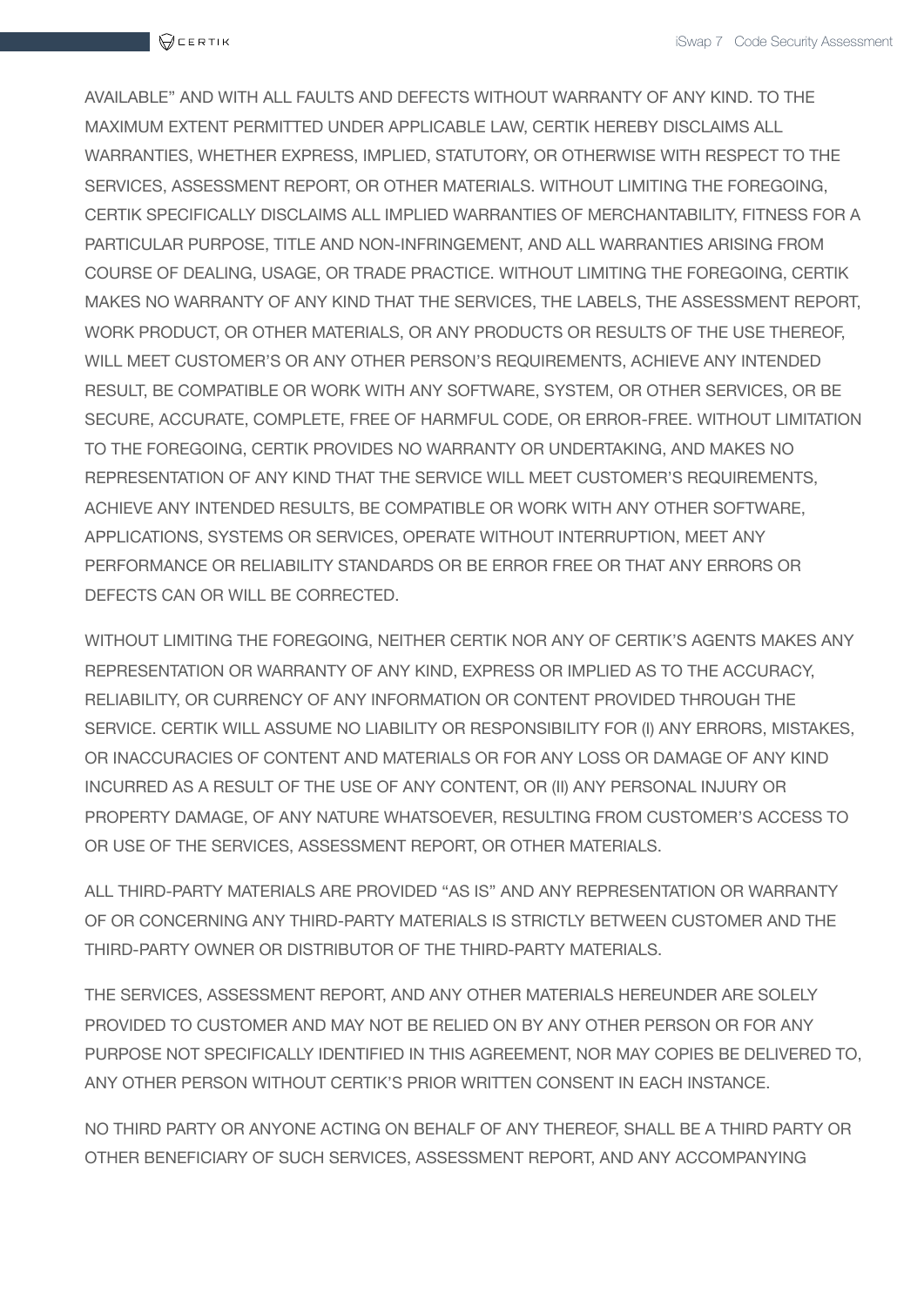AVAILABLE" AND WITH ALL FAULTS AND DEFECTS WITHOUT WARRANTY OF ANY KIND. TO THE MAXIMUM EXTENT PERMITTED UNDER APPLICABLE LAW, CERTIK HEREBY DISCLAIMS ALL WARRANTIES, WHETHER EXPRESS, IMPLIED, STATUTORY, OR OTHERWISE WITH RESPECT TO THE SERVICES, ASSESSMENT REPORT, OR OTHER MATERIALS. WITHOUT LIMITING THE FOREGOING, CERTIK SPECIFICALLY DISCLAIMS ALL IMPLIED WARRANTIES OF MERCHANTABILITY, FITNESS FOR A PARTICULAR PURPOSE, TITLE AND NON-INFRINGEMENT, AND ALL WARRANTIES ARISING FROM COURSE OF DEALING, USAGE, OR TRADE PRACTICE. WITHOUT LIMITING THE FOREGOING, CERTIK MAKES NO WARRANTY OF ANY KIND THAT THE SERVICES, THE LABELS, THE ASSESSMENT REPORT, WORK PRODUCT, OR OTHER MATERIALS, OR ANY PRODUCTS OR RESULTS OF THE USE THEREOF, WILL MEET CUSTOMER'S OR ANY OTHER PERSON'S REQUIREMENTS, ACHIEVE ANY INTENDED RESULT, BE COMPATIBLE OR WORK WITH ANY SOFTWARE, SYSTEM, OR OTHER SERVICES, OR BE SECURE, ACCURATE, COMPLETE, FREE OF HARMFUL CODE, OR ERROR-FREE. WITHOUT LIMITATION TO THE FOREGOING, CERTIK PROVIDES NO WARRANTY OR UNDERTAKING, AND MAKES NO REPRESENTATION OF ANY KIND THAT THE SERVICE WILL MEET CUSTOMER'S REQUIREMENTS, ACHIEVE ANY INTENDED RESULTS, BE COMPATIBLE OR WORK WITH ANY OTHER SOFTWARE, APPLICATIONS, SYSTEMS OR SERVICES, OPERATE WITHOUT INTERRUPTION, MEET ANY PERFORMANCE OR RELIABILITY STANDARDS OR BE ERROR FREE OR THAT ANY ERRORS OR DEFECTS CAN OR WILL BE CORRECTED.

WITHOUT LIMITING THE FOREGOING, NEITHER CERTIK NOR ANY OF CERTIK'S AGENTS MAKES ANY REPRESENTATION OR WARRANTY OF ANY KIND, EXPRESS OR IMPLIED AS TO THE ACCURACY, RELIABILITY, OR CURRENCY OF ANY INFORMATION OR CONTENT PROVIDED THROUGH THE SERVICE. CERTIK WILL ASSUME NO LIABILITY OR RESPONSIBILITY FOR (I) ANY ERRORS, MISTAKES, OR INACCURACIES OF CONTENT AND MATERIALS OR FOR ANY LOSS OR DAMAGE OF ANY KIND INCURRED AS A RESULT OF THE USE OF ANY CONTENT, OR (II) ANY PERSONAL INJURY OR PROPERTY DAMAGE, OF ANY NATURE WHATSOEVER, RESULTING FROM CUSTOMER'S ACCESS TO OR USE OF THE SERVICES, ASSESSMENT REPORT, OR OTHER MATERIALS.

ALL THIRD-PARTY MATERIALS ARE PROVIDED "AS IS" AND ANY REPRESENTATION OR WARRANTY OF OR CONCERNING ANY THIRD-PARTY MATERIALS IS STRICTLY BETWEEN CUSTOMER AND THE THIRD-PARTY OWNER OR DISTRIBUTOR OF THE THIRD-PARTY MATERIALS.

THE SERVICES, ASSESSMENT REPORT, AND ANY OTHER MATERIALS HEREUNDER ARE SOLELY PROVIDED TO CUSTOMER AND MAY NOT BE RELIED ON BY ANY OTHER PERSON OR FOR ANY PURPOSE NOT SPECIFICALLY IDENTIFIED IN THIS AGREEMENT, NOR MAY COPIES BE DELIVERED TO, ANY OTHER PERSON WITHOUT CERTIK'S PRIOR WRITTEN CONSENT IN EACH INSTANCE.

NO THIRD PARTY OR ANYONE ACTING ON BEHALF OF ANY THEREOF, SHALL BE A THIRD PARTY OR OTHER BENEFICIARY OF SUCH SERVICES, ASSESSMENT REPORT, AND ANY ACCOMPANYING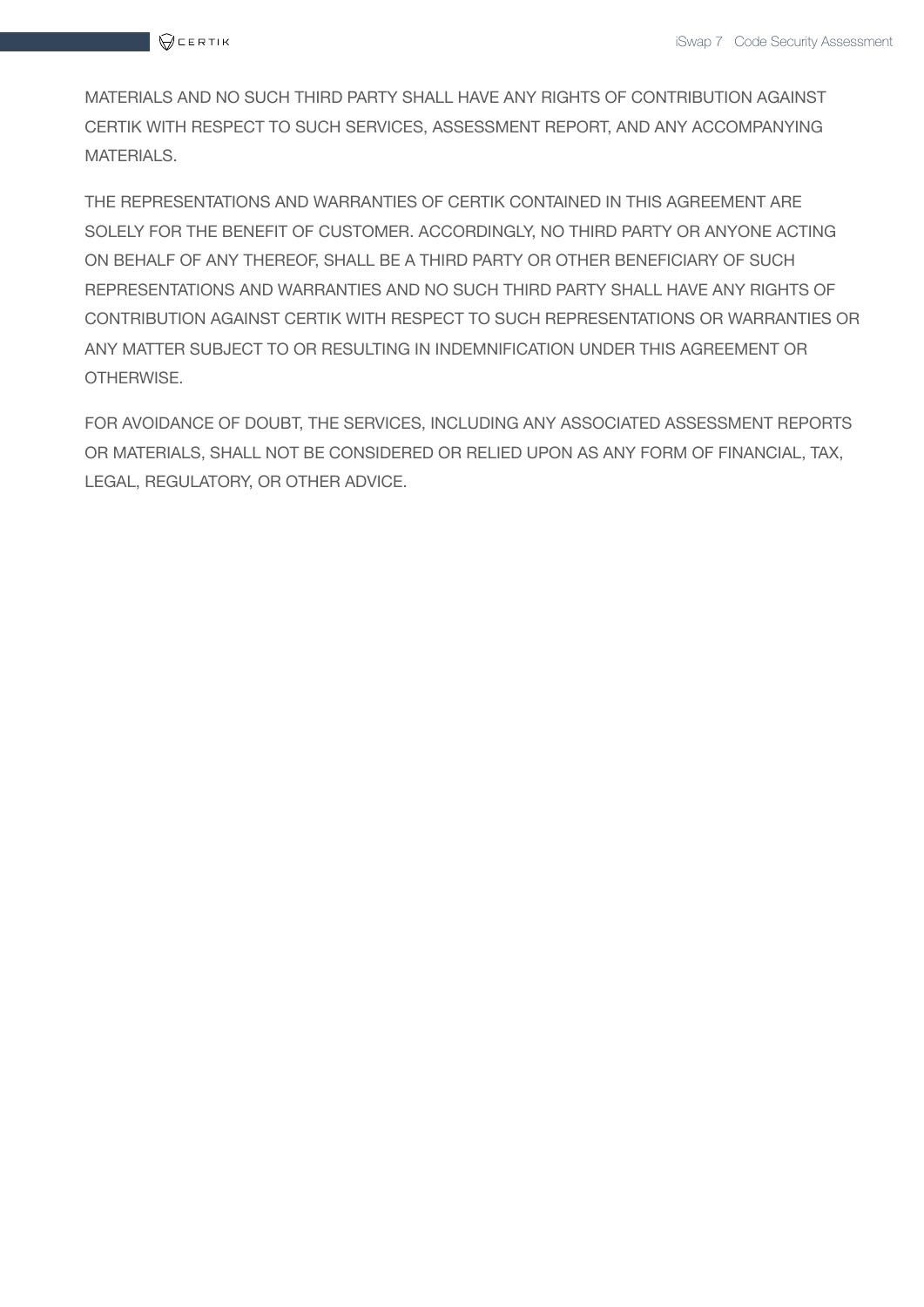MATERIALS AND NO SUCH THIRD PARTY SHALL HAVE ANY RIGHTS OF CONTRIBUTION AGAINST CERTIK WITH RESPECT TO SUCH SERVICES, ASSESSMENT REPORT, AND ANY ACCOMPANYING MATERIALS.

THE REPRESENTATIONS AND WARRANTIES OF CERTIK CONTAINED IN THIS AGREEMENT ARE SOLELY FOR THE BENEFIT OF CUSTOMER. ACCORDINGLY, NO THIRD PARTY OR ANYONE ACTING ON BEHALF OF ANY THEREOF, SHALL BE A THIRD PARTY OR OTHER BENEFICIARY OF SUCH REPRESENTATIONS AND WARRANTIES AND NO SUCH THIRD PARTY SHALL HAVE ANY RIGHTS OF CONTRIBUTION AGAINST CERTIK WITH RESPECT TO SUCH REPRESENTATIONS OR WARRANTIES OR ANY MATTER SUBJECT TO OR RESULTING IN INDEMNIFICATION UNDER THIS AGREEMENT OR OTHERWISE.

FOR AVOIDANCE OF DOUBT, THE SERVICES, INCLUDING ANY ASSOCIATED ASSESSMENT REPORTS OR MATERIALS, SHALL NOT BE CONSIDERED OR RELIED UPON AS ANY FORM OF FINANCIAL, TAX, LEGAL, REGULATORY, OR OTHER ADVICE.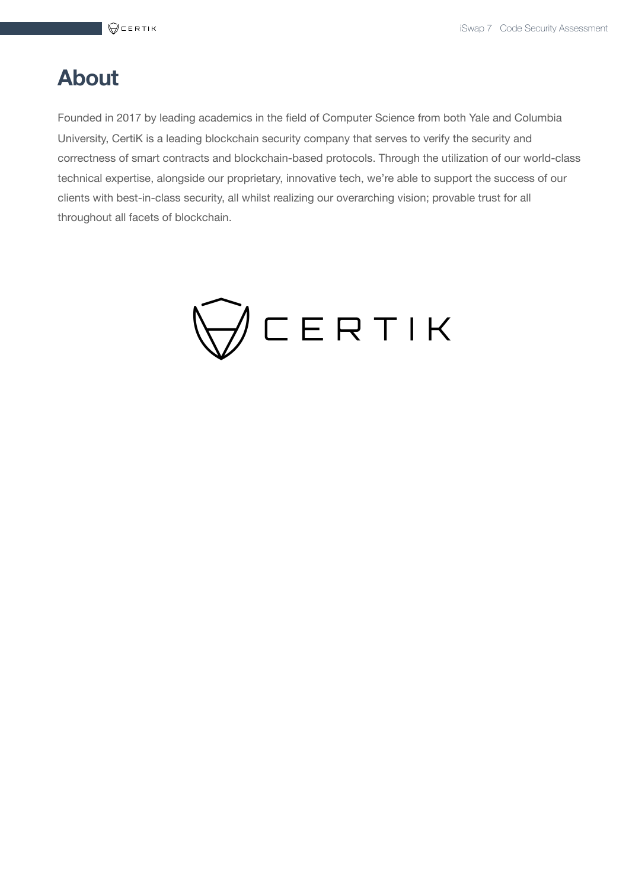# About

Founded in 2017 by leading academics in the field of Computer Science from both Yale and Columbia University, CertiK is a leading blockchain security company that serves to verify the security and correctness of smart contracts and blockchain-based protocols. Through the utilization of our world-class technical expertise, alongside our proprietary, innovative tech, we're able to support the success of our clients with best-in-class security, all whilst realizing our overarching vision; provable trust for all throughout all facets of blockchain.